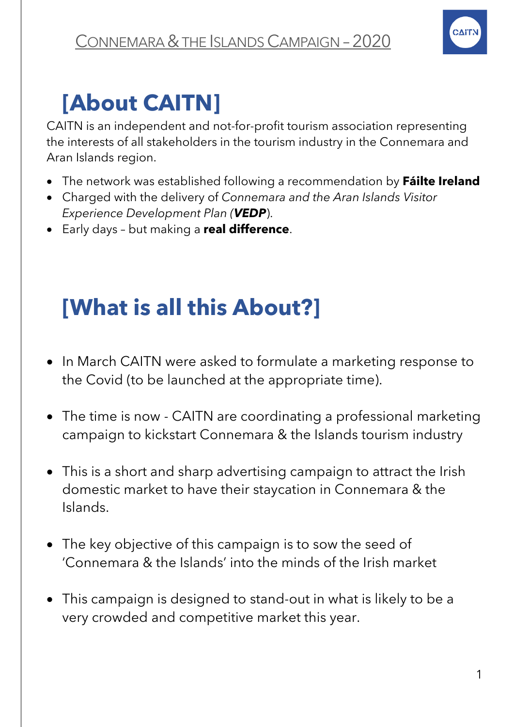# Connemara & the Islands Campaign – 2020

## [About CAITN]

CAITN is an independent and not-for-profit tourism association representing the interests of all stakeholders in the tourism industry in the Connemara and Aran Islands region.

- The network was established following a recommendation by **Fáilte Ireland**
- Charged with the delivery of *Connemara and the Aran Islands Visitor Experience Development Plan (**VEDP**)*.
- Early days – but making a **real difference**.

## [What is all this About?]

- In March CAITN were asked to formulate a marketing response to the Covid (to be launched at the appropriate time).
- The time is now - CAITN are coordinating a professional marketing campaign to kickstart Connemara & the Islands tourism industry
- This is a short and sharp advertising campaign to attract the Irish domestic market to have their staycation in Connemara & the Islands.
- The key objective of this campaign is to sow the seed of 'Connemara & the Islands' into the minds of the Irish market
- This campaign is designed to stand-out in what is likely to be a very crowded and competitive market this year.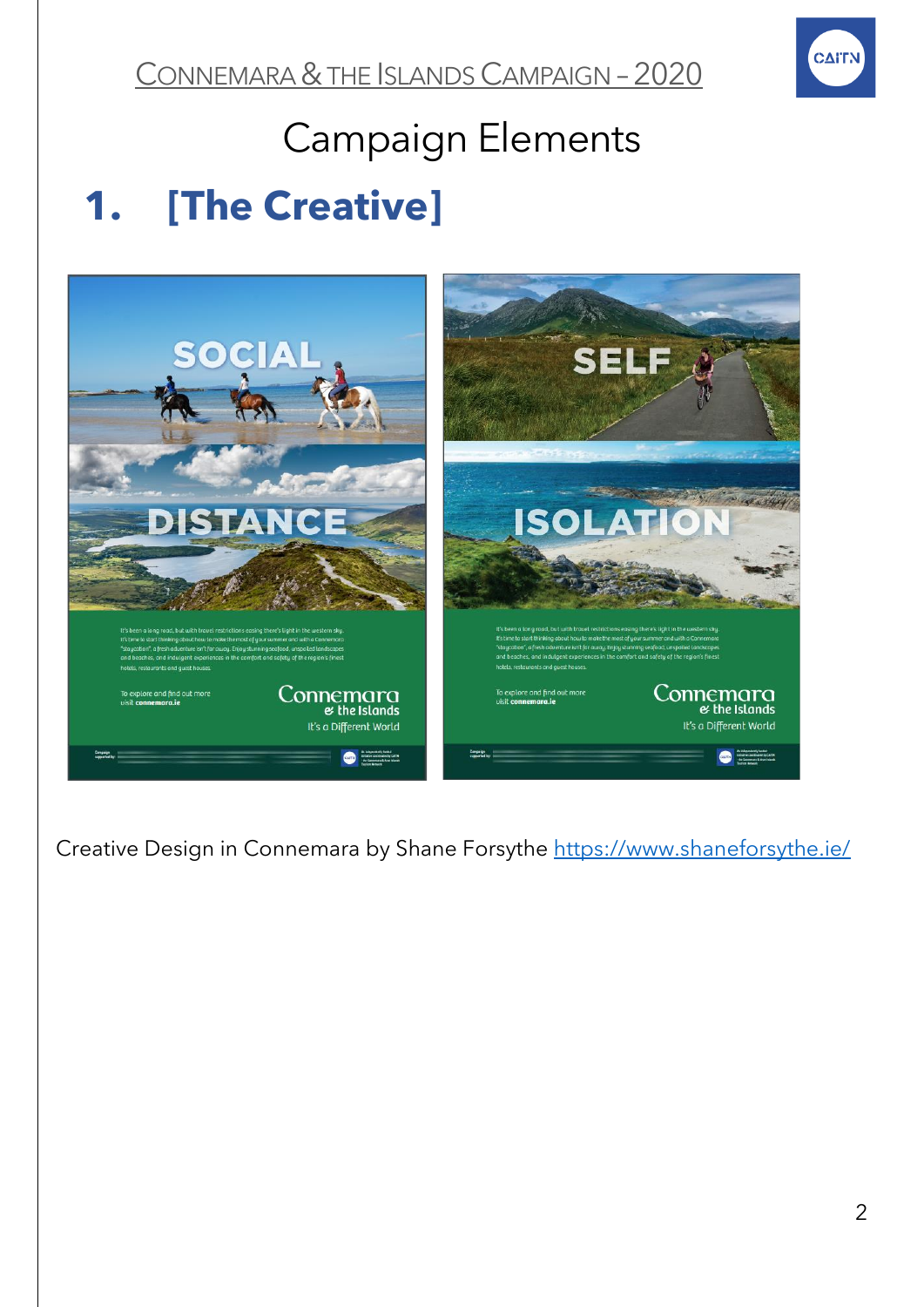# Campaign Elements

## 1. [The Creative]

Creative Design in Connemara by Shane Forsythe https://www.shaneforsythe.ie/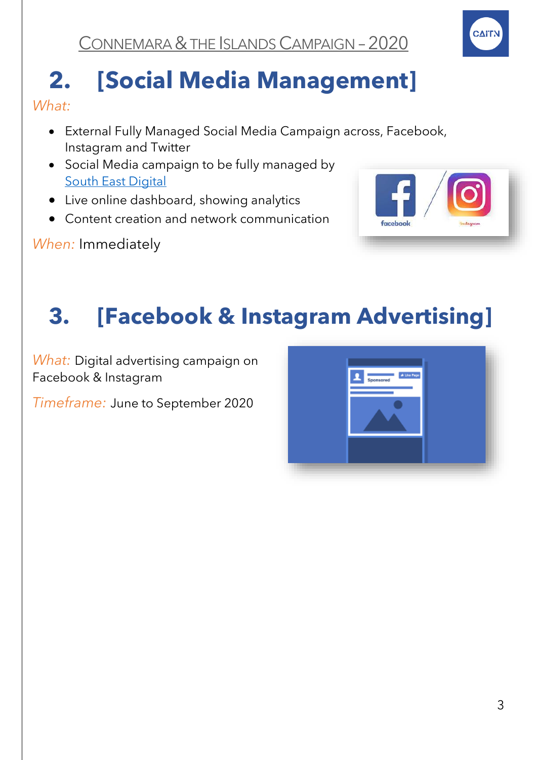## 2. [Social Media Management]

*What:*

- External Fully Managed Social Media Campaign across, Facebook, Instagram and Twitter
- Social Media campaign to be fully managed by [South East Digital](#)
- Live online dashboard, showing analytics
- Content creation and network communication

*When:* Immediately

## 3. [Facebook & Instagram Advertising]

*What:* Digital advertising campaign on Facebook & Instagram

*Timeframe:* June to September 2020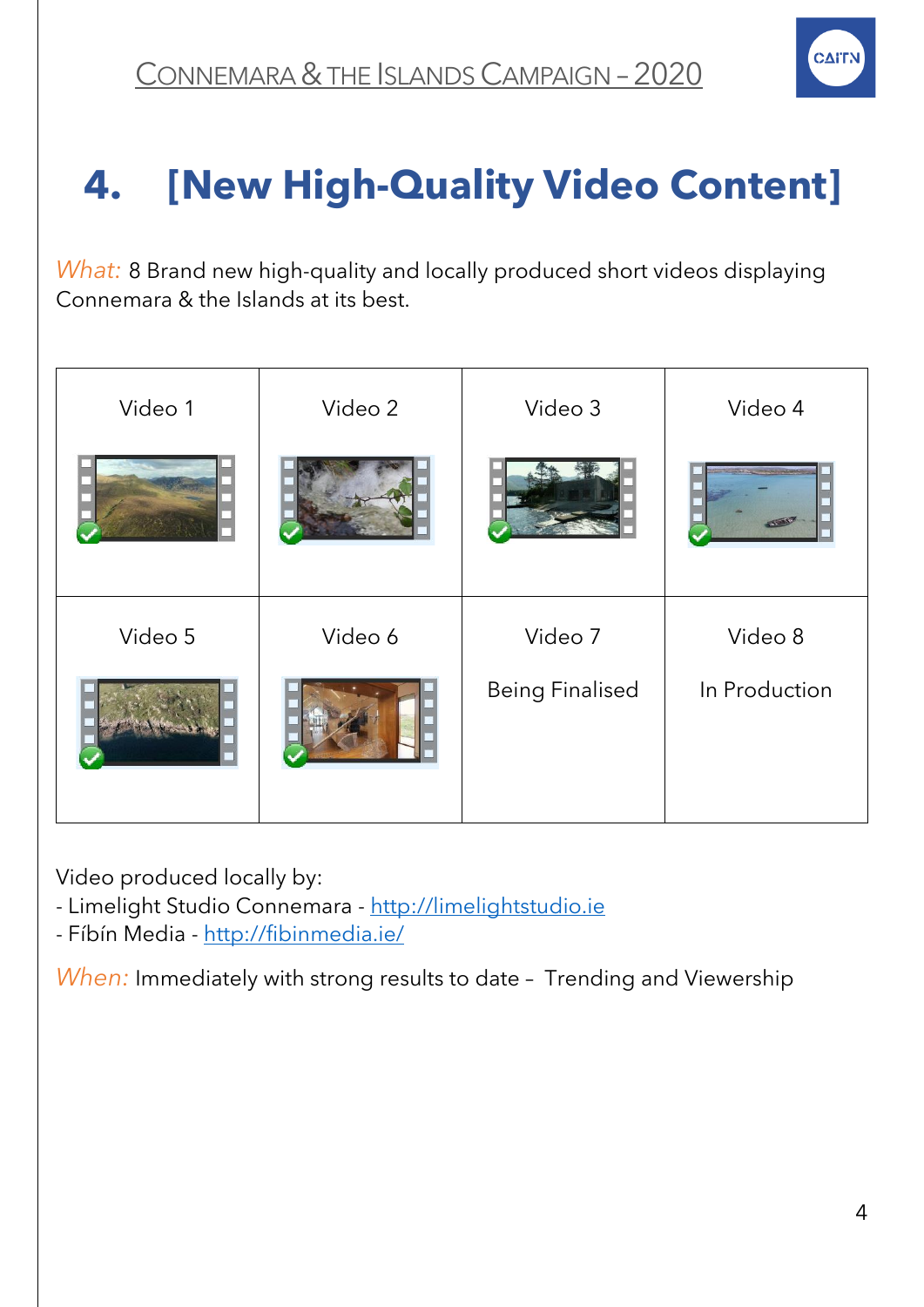# 4. [New High-Quality Video Content]

*What:* 8 Brand new high-quality and locally produced short videos displaying Connemara & the Islands at its best.

| Video 1 | Video 2 | Video 3 | Video 4 |
|---|---|---|---|
| | | | |
| **Video 5** | **Video 6** | **Video 7** | **Video 8** |
| | | Being Finalised | In Production |

Video produced locally by:
- Limelight Studio Connemara - http://limelightstudio.ie
- Fíbín Media - http://fibinmedia.ie/

*When:* Immediately with strong results to date – Trending and Viewership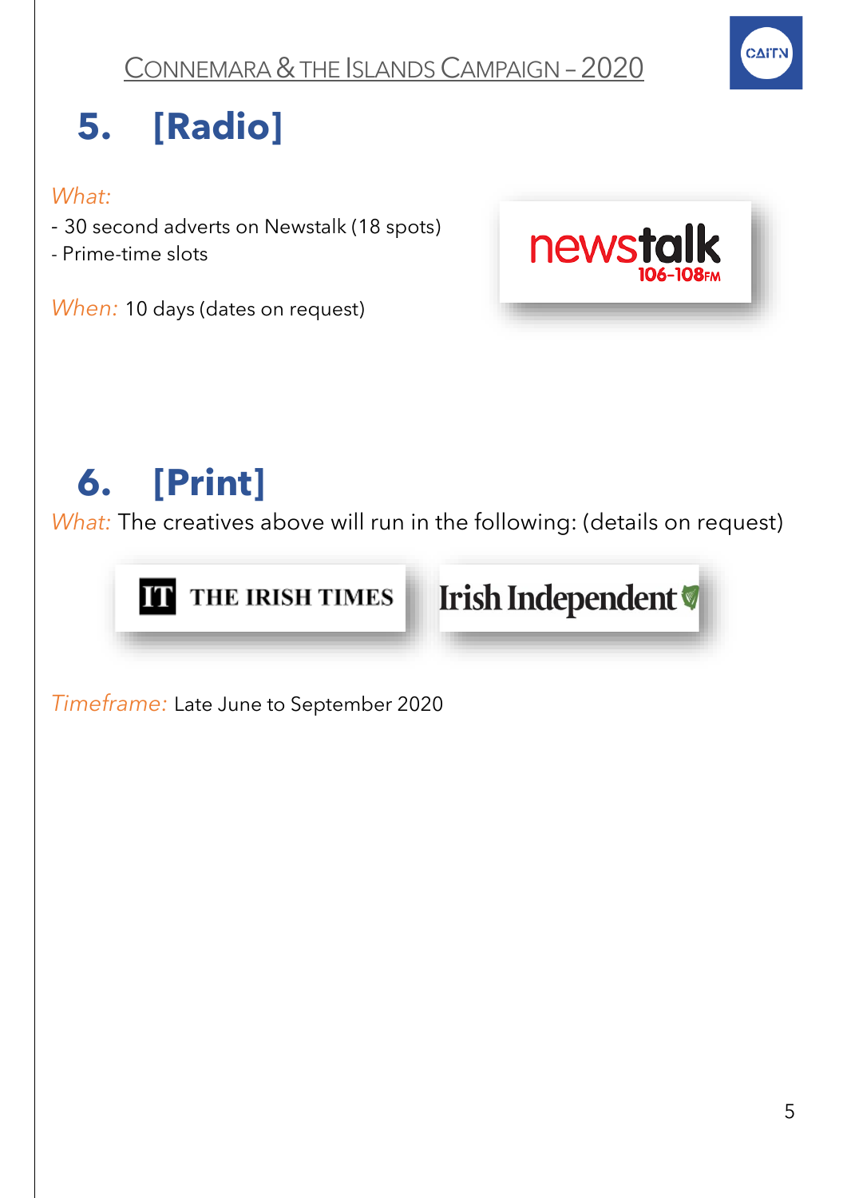## 5. [Radio]

*What:*

- 30 second adverts on Newstalk (18 spots)
- Prime-time slots

*When:* 10 days (dates on request)

## 6. [Print]

*What:* The creatives above will run in the following: (details on request)

THE IRISH TIMES

Irish Independent

*Timeframe:* Late June to September 2020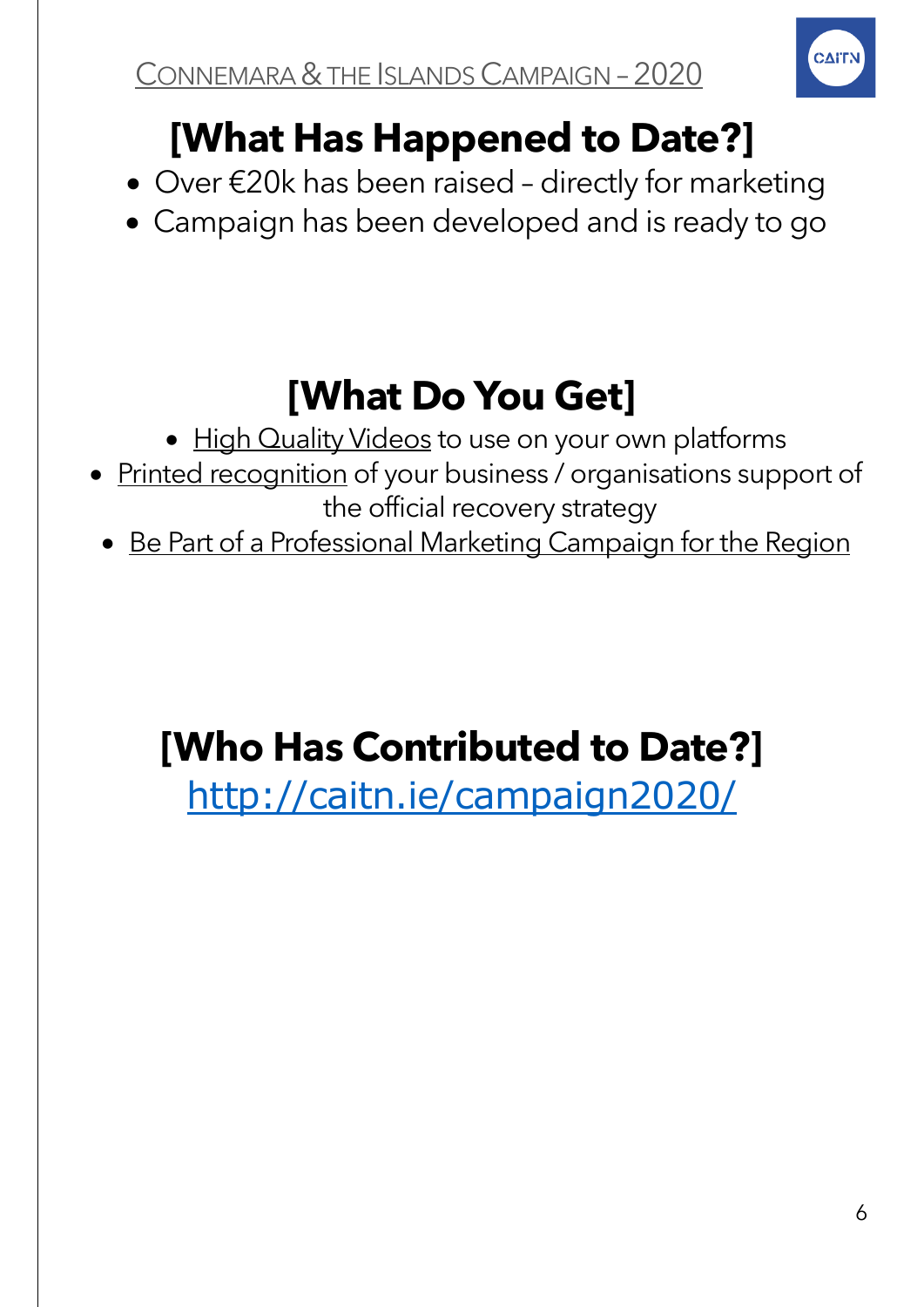## [What Has Happened to Date?]

- Over €20k has been raised – directly for marketing
- Campaign has been developed and is ready to go

## [What Do You Get]

- High Quality Videos to use on your own platforms
- Printed recognition of your business / organisations support of the official recovery strategy
- Be Part of a Professional Marketing Campaign for the Region

## [Who Has Contributed to Date?]

http://caitn.ie/campaign2020/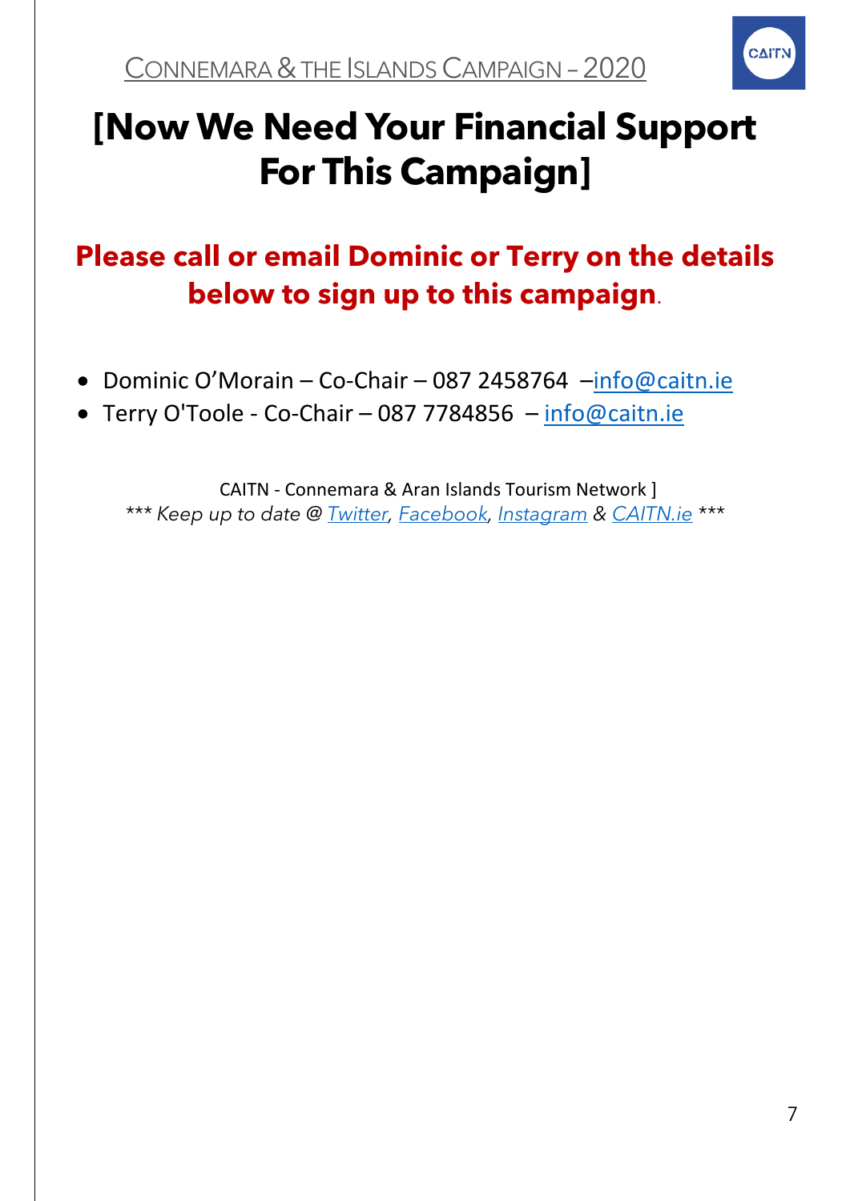# [Now We Need Your Financial Support For This Campaign]

## **Please call or email Dominic or Terry on the details below to sign up to this campaign.**

- Dominic O'Morain – Co-Chair – 087 2458764 –info@caitn.ie
- Terry O'Toole - Co-Chair – 087 7784856 – info@caitn.ie

CAITN - Connemara & Aran Islands Tourism Network ]

*\*\*\* Keep up to date @ Twitter, Facebook, Instagram & CAITN.ie \*\*\**